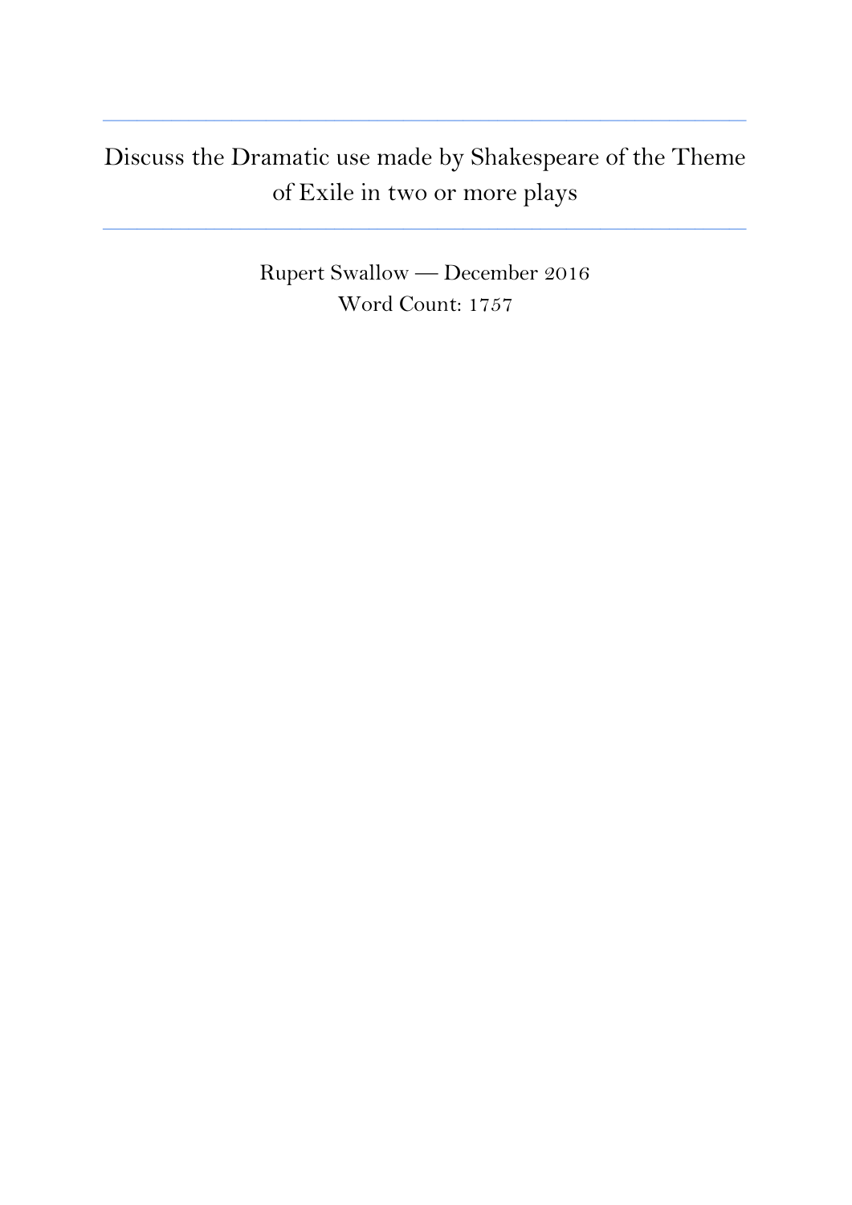# Discuss the Dramatic use made by Shakespeare of the Theme of Exile in two or more plays

Rupert Swallow — December 2016
Word Count: 1757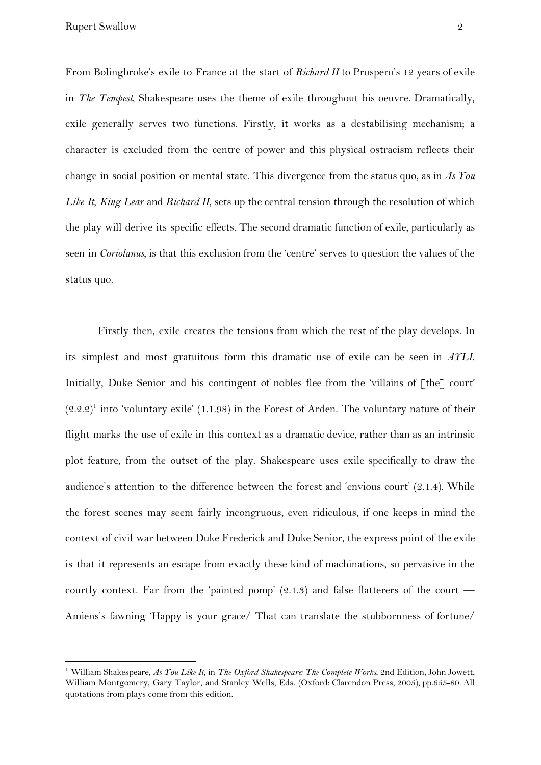From Bolingbroke's exile to France at the start of *Richard II* to Prospero's 12 years of exile in *The Tempest*, Shakespeare uses the theme of exile throughout his oeuvre. Dramatically, exile generally serves two functions. Firstly, it works as a destabilising mechanism; a character is excluded from the centre of power and this physical ostracism reflects their change in social position or mental state. This divergence from the status quo, as in *As You Like It*, *King Lear* and *Richard II*, sets up the central tension through the resolution of which the play will derive its specific effects. The second dramatic function of exile, particularly as seen in *Coriolanus*, is that this exclusion from the 'centre' serves to question the values of the status quo.

Firstly then, exile creates the tensions from which the rest of the play develops. In its simplest and most gratuitous form this dramatic use of exile can be seen in *AYLI*. Initially, Duke Senior and his contingent of nobles flee from the 'villains of [the] court' (2.2.2)[1] into 'voluntary exile' (1.1.98) in the Forest of Arden. The voluntary nature of their flight marks the use of exile in this context as a dramatic device, rather than as an intrinsic plot feature, from the outset of the play. Shakespeare uses exile specifically to draw the audience's attention to the difference between the forest and 'envious court' (2.1.4). While the forest scenes may seem fairly incongruous, even ridiculous, if one keeps in mind the context of civil war between Duke Frederick and Duke Senior, the express point of the exile is that it represents an escape from exactly these kind of machinations, so pervasive in the courtly context. Far from the 'painted pomp' (2.1.3) and false flatterers of the court — Amiens's fawning 'Happy is your grace/ That can translate the stubbornness of fortune/

---

[1] William Shakespeare, *As You Like It*, in *The Oxford Shakespeare: The Complete Works*, 2nd Edition, John Jowett, William Montgomery, Gary Taylor, and Stanley Wells, Eds. (Oxford: Clarendon Press, 2005), pp.655-80. All quotations from plays come from this edition.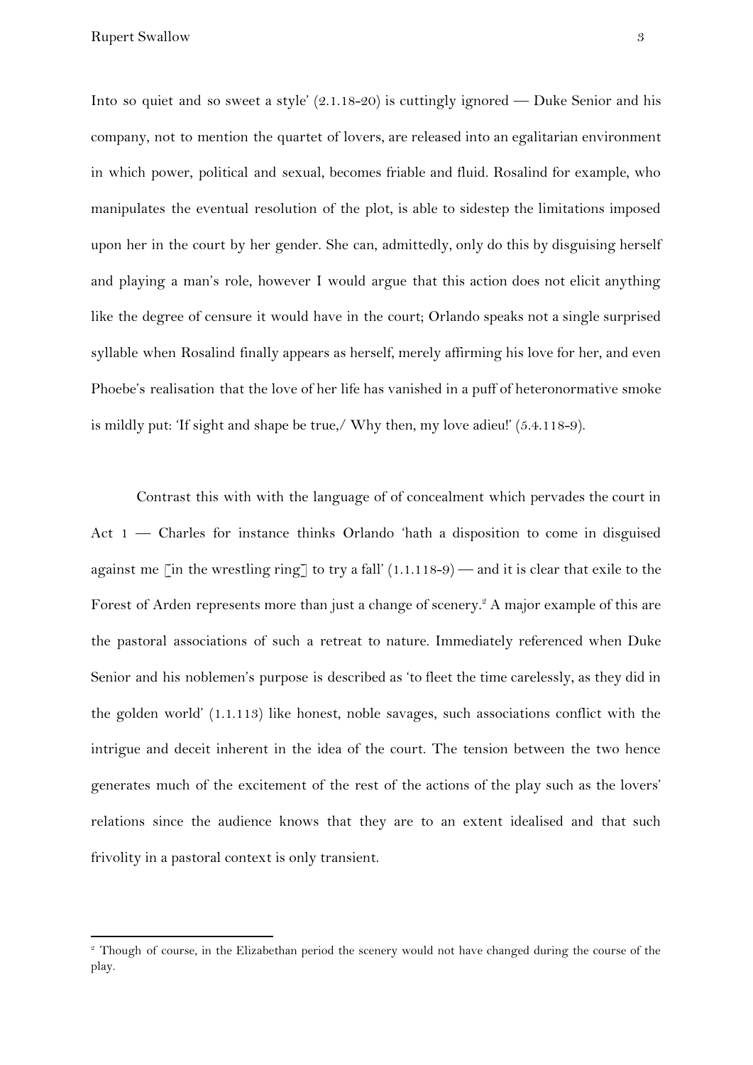Into so quiet and so sweet a style' (2.1.18-20) is cuttingly ignored — Duke Senior and his company, not to mention the quartet of lovers, are released into an egalitarian environment in which power, political and sexual, becomes friable and fluid. Rosalind for example, who manipulates the eventual resolution of the plot, is able to sidestep the limitations imposed upon her in the court by her gender. She can, admittedly, only do this by disguising herself and playing a man's role, however I would argue that this action does not elicit anything like the degree of censure it would have in the court; Orlando speaks not a single surprised syllable when Rosalind finally appears as herself, merely affirming his love for her, and even Phoebe's realisation that the love of her life has vanished in a puff of heteronormative smoke is mildly put: 'If sight and shape be true,/ Why then, my love adieu!' (5.4.118-9).

Contrast this with with the language of of concealment which pervades the court in Act 1 — Charles for instance thinks Orlando 'hath a disposition to come in disguised against me [in the wrestling ring] to try a fall' (1.1.118-9) — and it is clear that exile to the Forest of Arden represents more than just a change of scenery.[2] A major example of this are the pastoral associations of such a retreat to nature. Immediately referenced when Duke Senior and his noblemen's purpose is described as 'to fleet the time carelessly, as they did in the golden world' (1.1.113) like honest, noble savages, such associations conflict with the intrigue and deceit inherent in the idea of the court. The tension between the two hence generates much of the excitement of the rest of the actions of the play such as the lovers' relations since the audience knows that they are to an extent idealised and that such frivolity in a pastoral context is only transient.

---

[2] Though of course, in the Elizabethan period the scenery would not have changed during the course of the play.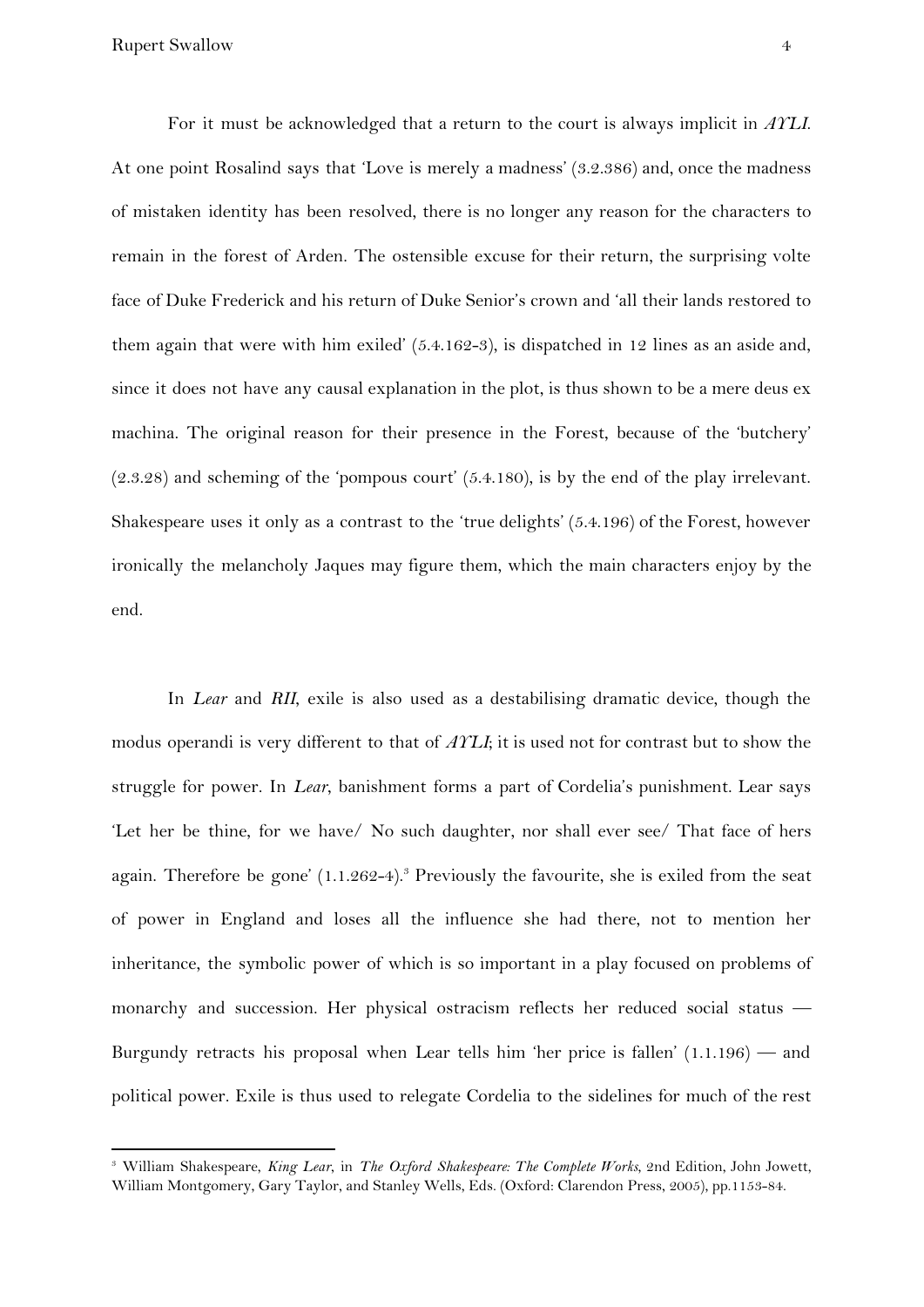For it must be acknowledged that a return to the court is always implicit in *AYLI*. At one point Rosalind says that 'Love is merely a madness' (3.2.386) and, once the madness of mistaken identity has been resolved, there is no longer any reason for the characters to remain in the forest of Arden. The ostensible excuse for their return, the surprising volte face of Duke Frederick and his return of Duke Senior's crown and 'all their lands restored to them again that were with him exiled' (5.4.162-3), is dispatched in 12 lines as an aside and, since it does not have any causal explanation in the plot, is thus shown to be a mere deus ex machina. The original reason for their presence in the Forest, because of the 'butchery' (2.3.28) and scheming of the 'pompous court' (5.4.180), is by the end of the play irrelevant. Shakespeare uses it only as a contrast to the 'true delights' (5.4.196) of the Forest, however ironically the melancholy Jaques may figure them, which the main characters enjoy by the end.

In *Lear* and *RII*, exile is also used as a destabilising dramatic device, though the modus operandi is very different to that of *AYLI*; it is used not for contrast but to show the struggle for power. In *Lear*, banishment forms a part of Cordelia's punishment. Lear says 'Let her be thine, for we have/ No such daughter, nor shall ever see/ That face of hers again. Therefore be gone' (1.1.262-4).[3] Previously the favourite, she is exiled from the seat of power in England and loses all the influence she had there, not to mention her inheritance, the symbolic power of which is so important in a play focused on problems of monarchy and succession. Her physical ostracism reflects her reduced social status — Burgundy retracts his proposal when Lear tells him 'her price is fallen' (1.1.196) — and political power. Exile is thus used to relegate Cordelia to the sidelines for much of the rest

---

[3] William Shakespeare, *King Lear*, in *The Oxford Shakespeare: The Complete Works*, 2nd Edition, John Jowett, William Montgomery, Gary Taylor, and Stanley Wells, Eds. (Oxford: Clarendon Press, 2005), pp.1153-84.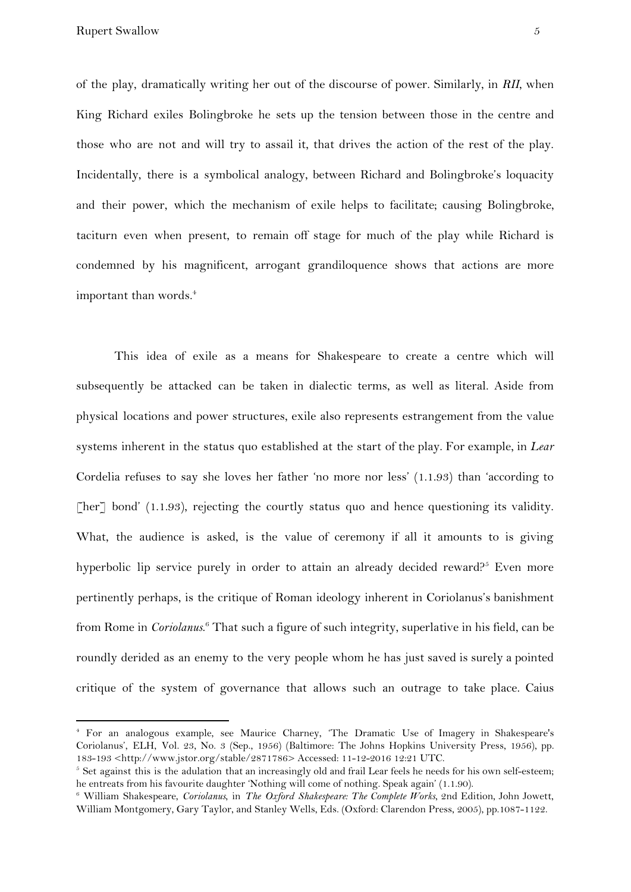of the play, dramatically writing her out of the discourse of power. Similarly, in *RII*, when King Richard exiles Bolingbroke he sets up the tension between those in the centre and those who are not and will try to assail it, that drives the action of the rest of the play. Incidentally, there is a symbolical analogy, between Richard and Bolingbroke's loquacity and their power, which the mechanism of exile helps to facilitate; causing Bolingbroke, taciturn even when present, to remain off stage for much of the play while Richard is condemned by his magnificent, arrogant grandiloquence shows that actions are more important than words.[4]

This idea of exile as a means for Shakespeare to create a centre which will subsequently be attacked can be taken in dialectic terms, as well as literal. Aside from physical locations and power structures, exile also represents estrangement from the value systems inherent in the status quo established at the start of the play. For example, in *Lear* Cordelia refuses to say she loves her father 'no more nor less' (1.1.93) than 'according to [her] bond' (1.1.93), rejecting the courtly status quo and hence questioning its validity. What, the audience is asked, is the value of ceremony if all it amounts to is giving hyperbolic lip service purely in order to attain an already decided reward?[5] Even more pertinently perhaps, is the critique of Roman ideology inherent in Coriolanus's banishment from Rome in *Coriolanus*.[6] That such a figure of such integrity, superlative in his field, can be roundly derided as an enemy to the very people whom he has just saved is surely a pointed critique of the system of governance that allows such an outrage to take place. Caius

---

[4] For an analogous example, see Maurice Charney, 'The Dramatic Use of Imagery in Shakespeare's Coriolanus', ELH, Vol. 23, No. 3 (Sep., 1956) (Baltimore: The Johns Hopkins University Press, 1956), pp. 183-193 <http://www.jstor.org/stable/2871786> Accessed: 11-12-2016 12:21 UTC.

[5] Set against this is the adulation that an increasingly old and frail Lear feels he needs for his own self-esteem; he entreats from his favourite daughter 'Nothing will come of nothing. Speak again' (1.1.90).

[6] William Shakespeare, *Coriolanus*, in *The Oxford Shakespeare: The Complete Works*, 2nd Edition, John Jowett, William Montgomery, Gary Taylor, and Stanley Wells, Eds. (Oxford: Clarendon Press, 2005), pp.1087-1122.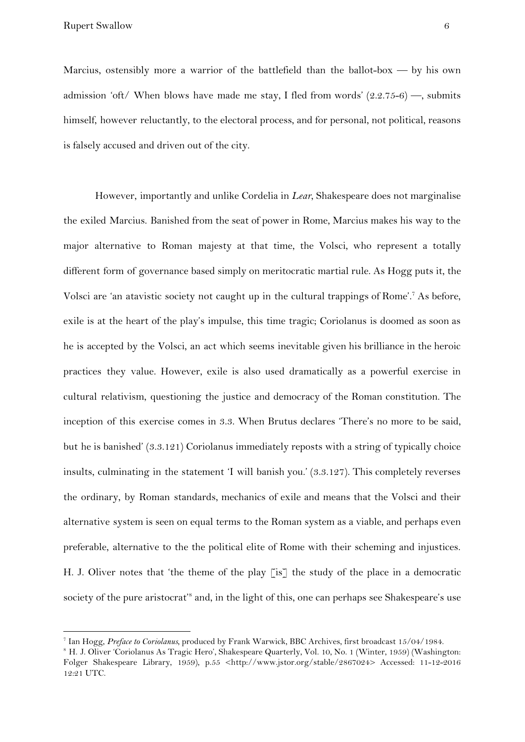Marcius, ostensibly more a warrior of the battlefield than the ballot-box — by his own admission 'oft/ When blows have made me stay, I fled from words' (2.2.75-6) —, submits himself, however reluctantly, to the electoral process, and for personal, not political, reasons is falsely accused and driven out of the city.

However, importantly and unlike Cordelia in *Lear*, Shakespeare does not marginalise the exiled Marcius. Banished from the seat of power in Rome, Marcius makes his way to the major alternative to Roman majesty at that time, the Volsci, who represent a totally different form of governance based simply on meritocratic martial rule. As Hogg puts it, the Volsci are 'an atavistic society not caught up in the cultural trappings of Rome'.[7] As before, exile is at the heart of the play's impulse, this time tragic; Coriolanus is doomed as soon as he is accepted by the Volsci, an act which seems inevitable given his brilliance in the heroic practices they value. However, exile is also used dramatically as a powerful exercise in cultural relativism, questioning the justice and democracy of the Roman constitution. The inception of this exercise comes in 3.3. When Brutus declares 'There's no more to be said, but he is banished' (3.3.121) Coriolanus immediately reposts with a string of typically choice insults, culminating in the statement 'I will banish you.' (3.3.127). This completely reverses the ordinary, by Roman standards, mechanics of exile and means that the Volsci and their alternative system is seen on equal terms to the Roman system as a viable, and perhaps even preferable, alternative to the the political elite of Rome with their scheming and injustices. H. J. Oliver notes that 'the theme of the play [is] the study of the place in a democratic society of the pure aristocrat'[8] and, in the light of this, one can perhaps see Shakespeare's use

---

[7] Ian Hogg, *Preface to Coriolanus*, produced by Frank Warwick, BBC Archives, first broadcast 15/04/1984.

[8] H. J. Oliver 'Coriolanus As Tragic Hero', Shakespeare Quarterly, Vol. 10, No. 1 (Winter, 1959) (Washington: Folger Shakespeare Library, 1959), p.55 <http://www.jstor.org/stable/2867024> Accessed: 11-12-2016 12:21 UTC.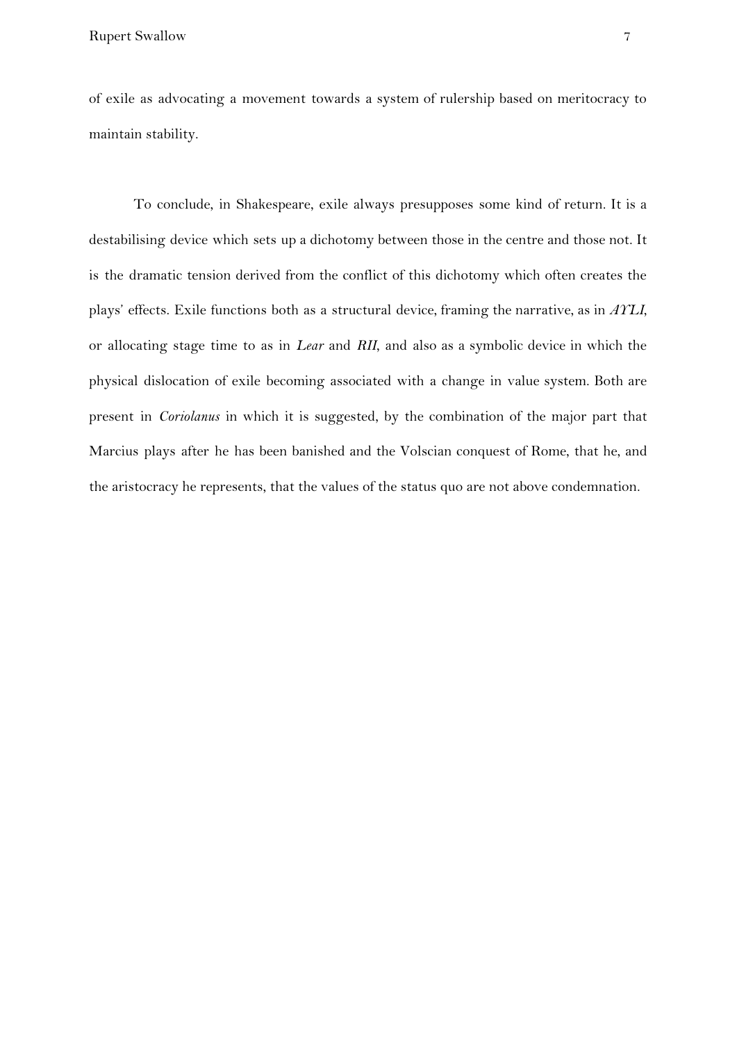of exile as advocating a movement towards a system of rulership based on meritocracy to maintain stability.

To conclude, in Shakespeare, exile always presupposes some kind of return. It is a destabilising device which sets up a dichotomy between those in the centre and those not. It is the dramatic tension derived from the conflict of this dichotomy which often creates the plays' effects. Exile functions both as a structural device, framing the narrative, as in *AYLI*, or allocating stage time to as in *Lear* and *RII*, and also as a symbolic device in which the physical dislocation of exile becoming associated with a change in value system. Both are present in *Coriolanus* in which it is suggested, by the combination of the major part that Marcius plays after he has been banished and the Volscian conquest of Rome, that he, and the aristocracy he represents, that the values of the status quo are not above condemnation.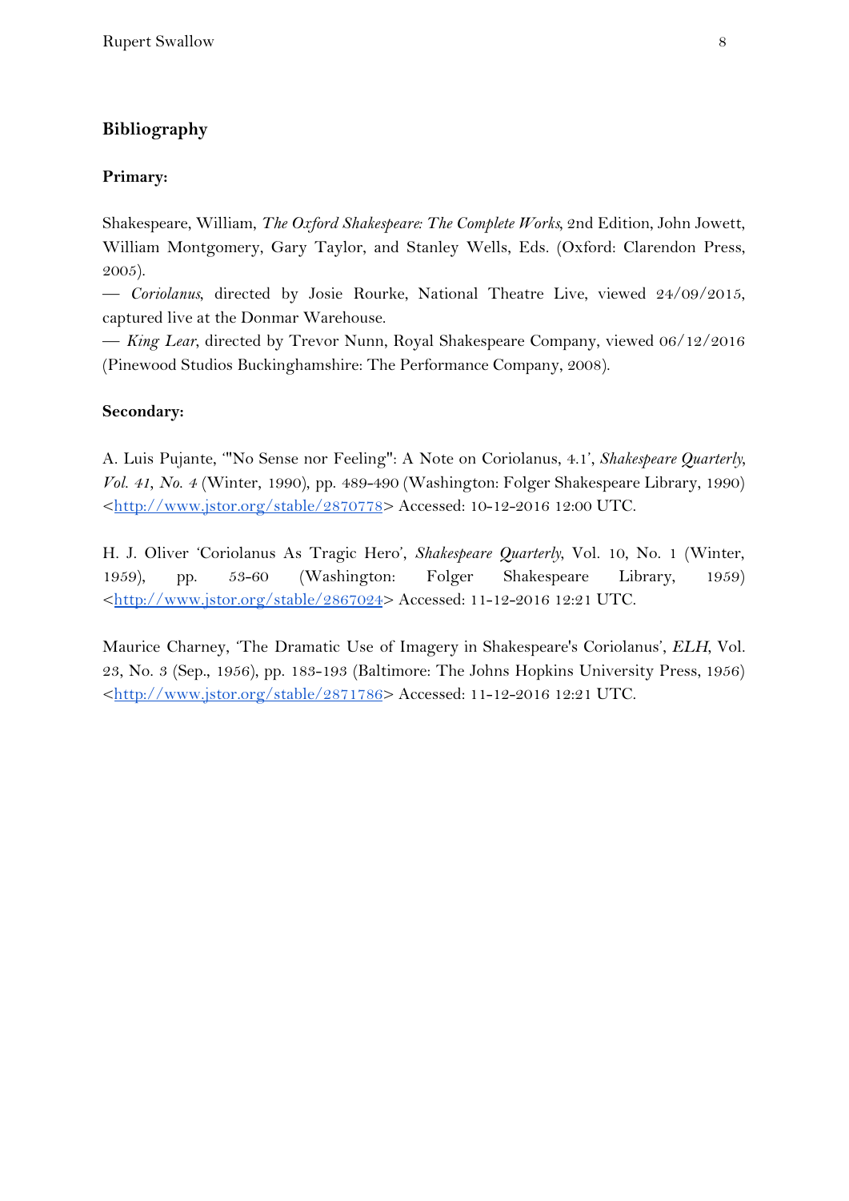## Bibliography

**Primary:**

Shakespeare, William, *The Oxford Shakespeare: The Complete Works*, 2nd Edition, John Jowett, William Montgomery, Gary Taylor, and Stanley Wells, Eds. (Oxford: Clarendon Press, 2005).
— *Coriolanus*, directed by Josie Rourke, National Theatre Live, viewed 24/09/2015, captured live at the Donmar Warehouse.
— *King Lear*, directed by Trevor Nunn, Royal Shakespeare Company, viewed 06/12/2016 (Pinewood Studios Buckinghamshire: The Performance Company, 2008).

**Secondary:**

A. Luis Pujante, '"No Sense nor Feeling": A Note on Coriolanus, 4.1', *Shakespeare Quarterly*, *Vol. 41*, *No. 4* (Winter, 1990), pp. 489-490 (Washington: Folger Shakespeare Library, 1990) <http://www.jstor.org/stable/2870778> Accessed: 10-12-2016 12:00 UTC.

H. J. Oliver 'Coriolanus As Tragic Hero', *Shakespeare Quarterly*, Vol. 10, No. 1 (Winter, 1959), pp. 53-60 (Washington: Folger Shakespeare Library, 1959) <http://www.jstor.org/stable/2867024> Accessed: 11-12-2016 12:21 UTC.

Maurice Charney, 'The Dramatic Use of Imagery in Shakespeare's Coriolanus', *ELH*, Vol. 23, No. 3 (Sep., 1956), pp. 183-193 (Baltimore: The Johns Hopkins University Press, 1956) <http://www.jstor.org/stable/2871786> Accessed: 11-12-2016 12:21 UTC.